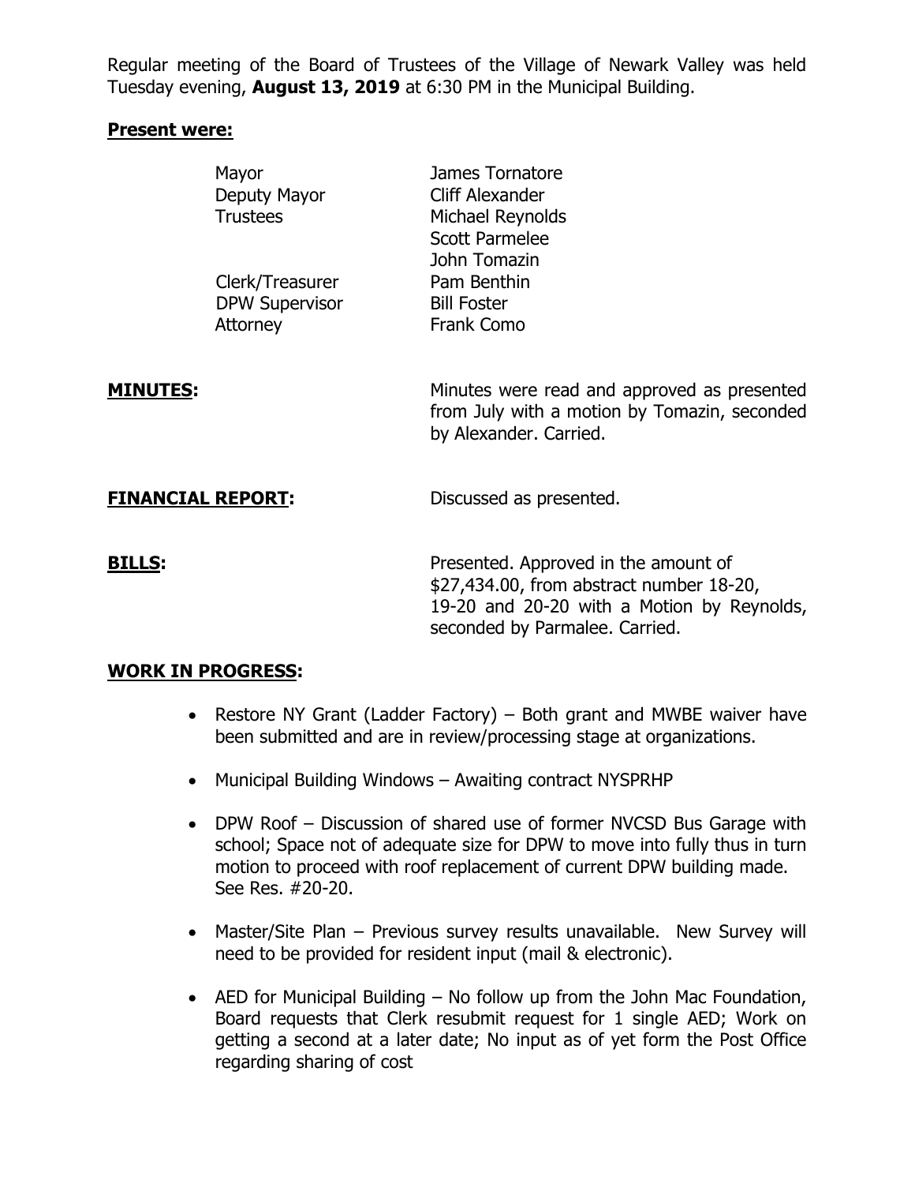Regular meeting of the Board of Trustees of the Village of Newark Valley was held Tuesday evening, **August 13, 2019** at 6:30 PM in the Municipal Building.

**Present were:**

| | |
|---|---|
| Mayor | James Tornatore |
| Deputy Mayor | Cliff Alexander |
| Trustees | Michael Reynolds |
| | Scott Parmelee |
| | John Tomazin |
| Clerk/Treasurer | Pam Benthin |
| DPW Supervisor | Bill Foster |
| Attorney | Frank Como |

**MINUTES:** Minutes were read and approved as presented from July with a motion by Tomazin, seconded by Alexander. Carried.

**FINANCIAL REPORT:** Discussed as presented.

**BILLS:** Presented. Approved in the amount of $27,434.00, from abstract number 18-20, 19-20 and 20-20 with a Motion by Reynolds, seconded by Parmalee. Carried.

**WORK IN PROGRESS:**

- Restore NY Grant (Ladder Factory) – Both grant and MWBE waiver have been submitted and are in review/processing stage at organizations.
- Municipal Building Windows – Awaiting contract NYSPRHP
- DPW Roof – Discussion of shared use of former NVCSD Bus Garage with school; Space not of adequate size for DPW to move into fully thus in turn motion to proceed with roof replacement of current DPW building made. See Res. #20-20.
- Master/Site Plan – Previous survey results unavailable. New Survey will need to be provided for resident input (mail & electronic).
- AED for Municipal Building – No follow up from the John Mac Foundation, Board requests that Clerk resubmit request for 1 single AED; Work on getting a second at a later date; No input as of yet form the Post Office regarding sharing of cost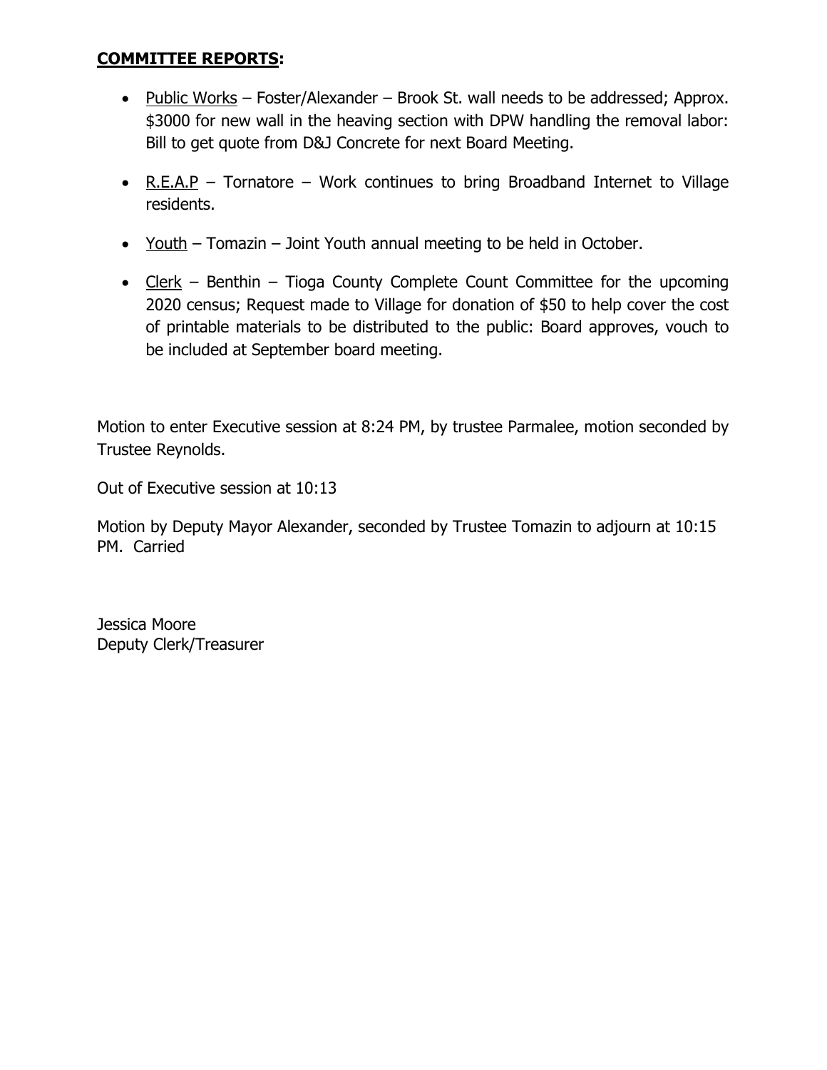**COMMITTEE REPORTS:**

- Public Works – Foster/Alexander – Brook St. wall needs to be addressed; Approx. $3000 for new wall in the heaving section with DPW handling the removal labor: Bill to get quote from D&J Concrete for next Board Meeting.
- R.E.A.P – Tornatore – Work continues to bring Broadband Internet to Village residents.
- Youth – Tomazin – Joint Youth annual meeting to be held in October.
- Clerk – Benthin – Tioga County Complete Count Committee for the upcoming 2020 census; Request made to Village for donation of $50 to help cover the cost of printable materials to be distributed to the public: Board approves, vouch to be included at September board meeting.

Motion to enter Executive session at 8:24 PM, by trustee Parmalee, motion seconded by Trustee Reynolds.

Out of Executive session at 10:13

Motion by Deputy Mayor Alexander, seconded by Trustee Tomazin to adjourn at 10:15 PM. Carried

Jessica Moore
Deputy Clerk/Treasurer